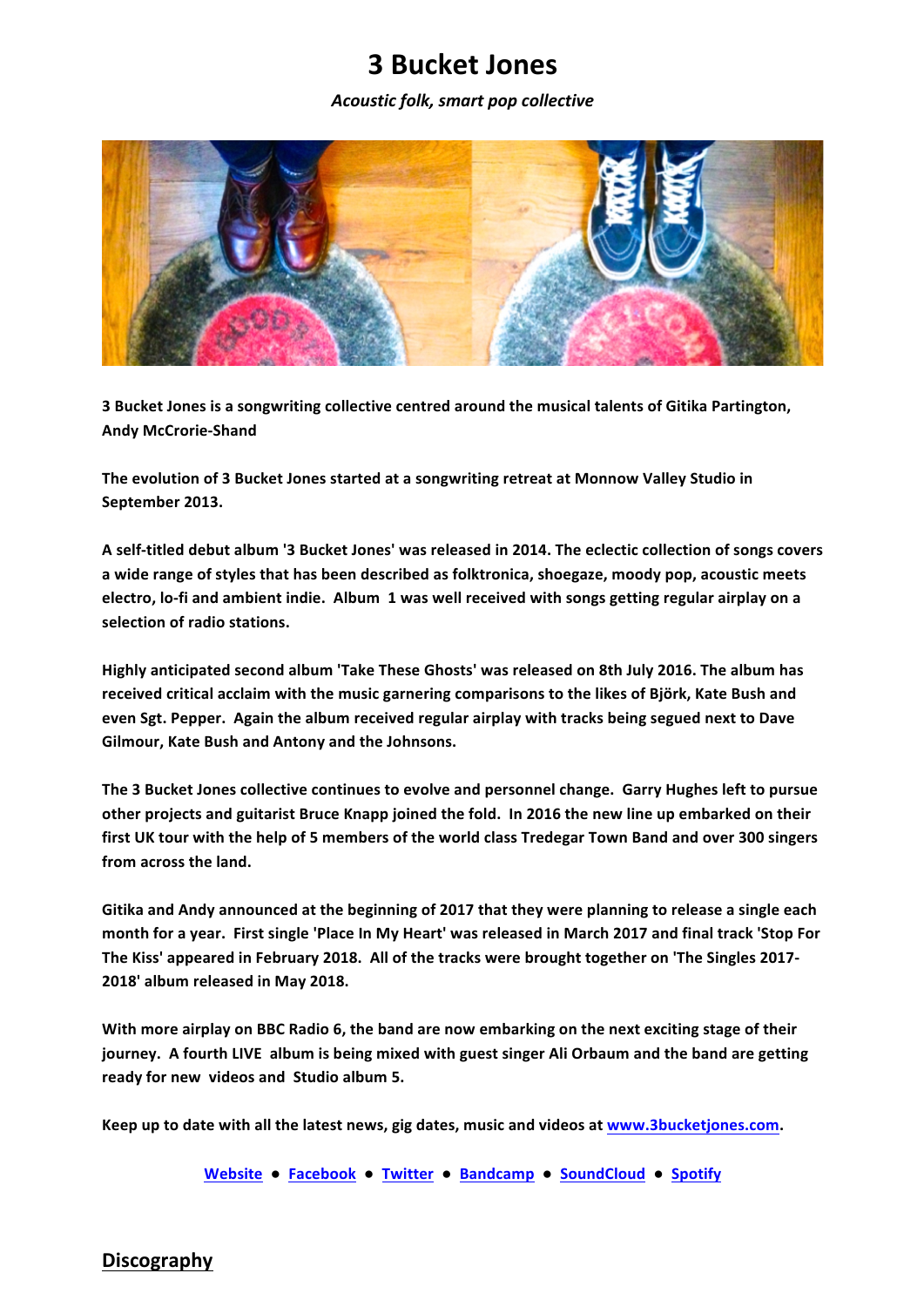# 3 Bucket Jones

*Acoustic folk, smart pop collective*

**3 Bucket Jones is a songwriting collective centred around the musical talents of Gitika Partington, Andy McCrorie-Shand**

**The evolution of 3 Bucket Jones started at a songwriting retreat at Monnow Valley Studio in September 2013.**

**A self-titled debut album '3 Bucket Jones' was released in 2014. The eclectic collection of songs covers a wide range of styles that has been described as folktronica, shoegaze, moody pop, acoustic meets electro, lo-fi and ambient indie. Album 1 was well received with songs getting regular airplay on a selection of radio stations.**

**Highly anticipated second album 'Take These Ghosts' was released on 8th July 2016. The album has received critical acclaim with the music garnering comparisons to the likes of Björk, Kate Bush and even Sgt. Pepper. Again the album received regular airplay with tracks being segued next to Dave Gilmour, Kate Bush and Antony and the Johnsons.**

**The 3 Bucket Jones collective continues to evolve and personnel change. Garry Hughes left to pursue other projects and guitarist Bruce Knapp joined the fold. In 2016 the new line up embarked on their first UK tour with the help of 5 members of the world class Tredegar Town Band and over 300 singers from across the land.**

**Gitika and Andy announced at the beginning of 2017 that they were planning to release a single each month for a year. First single 'Place In My Heart' was released in March 2017 and final track 'Stop For The Kiss' appeared in February 2018. All of the tracks were brought together on 'The Singles 2017-2018' album released in May 2018.**

**With more airplay on BBC Radio 6, the band are now embarking on the next exciting stage of their journey. A fourth LIVE album is being mixed with guest singer Ali Orbaum and the band are getting ready for new videos and Studio album 5.**

**Keep up to date with all the latest news, gig dates, music and videos at www.3bucketjones.com.**

**Website ● Facebook ● Twitter ● Bandcamp ● SoundCloud ● Spotify**

## Discography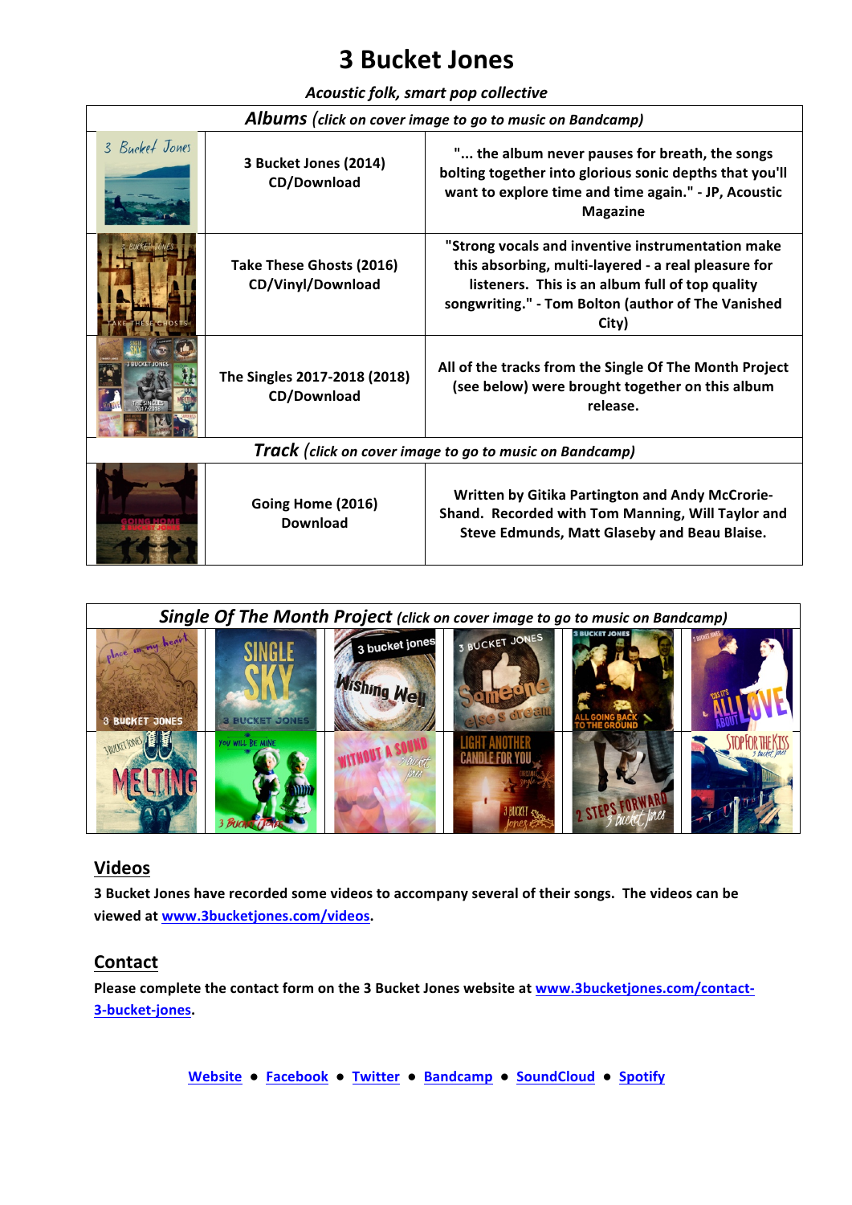# 3 Bucket Jones

*Acoustic folk, smart pop collective*

| | | |
|---|---|---|
| ***Albums** (click on cover image to go to music on Bandcamp)* | | |
| | **3 Bucket Jones (2014) CD/Download** | **"... the album never pauses for breath, the songs bolting together into glorious sonic depths that you'll want to explore time and time again." - JP, Acoustic Magazine** |
| | **Take These Ghosts (2016) CD/Vinyl/Download** | **"Strong vocals and inventive instrumentation make this absorbing, multi-layered - a real pleasure for listeners. This is an album full of top quality songwriting." - Tom Bolton (author of The Vanished City)** |
| | **The Singles 2017-2018 (2018) CD/Download** | **All of the tracks from the Single Of The Month Project (see below) were brought together on this album release.** |
| ***Track** (click on cover image to go to music on Bandcamp)* | | |
| | **Going Home (2016) Download** | **Written by Gitika Partington and Andy McCrorie-Shand. Recorded with Tom Manning, Will Taylor and Steve Edmunds, Matt Glaseby and Beau Blaise.** |

***Single Of The Month Project** (click on cover image to go to music on Bandcamp)*

## Videos

**3 Bucket Jones have recorded some videos to accompany several of their songs. The videos can be viewed at [www.3bucketjones.com/videos](www.3bucketjones.com/videos).**

## Contact

**Please complete the contact form on the 3 Bucket Jones website at [www.3bucketjones.com/contact-3-bucket-jones](www.3bucketjones.com/contact-3-bucket-jones).**

**Website ● Facebook ● Twitter ● Bandcamp ● SoundCloud ● Spotify**